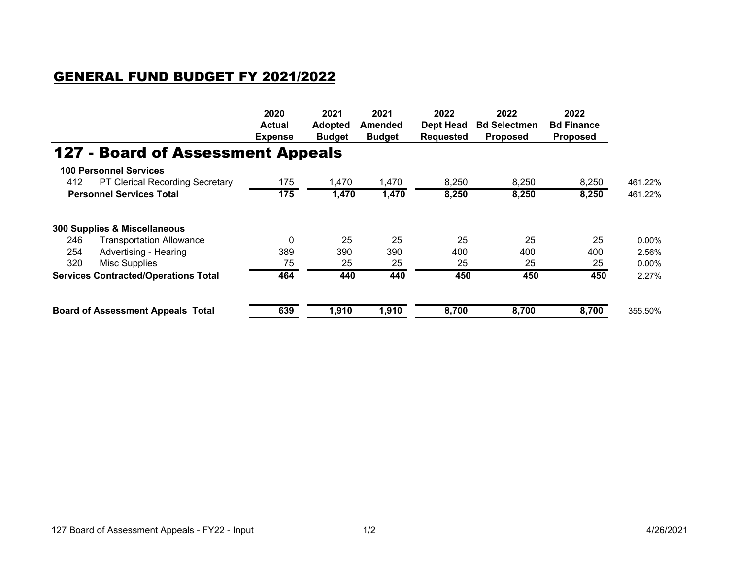# GENERAL FUND BUDGET FY 2021/2022

## 127 - Board of Assessment Appeals

| | | 2020 Actual Expense | 2021 Adopted Budget | 2021 Amended Budget | 2022 Dept Head Requested | 2022 Bd Selectmen Proposed | 2022 Bd Finance Proposed | |
|---|---|---|---|---|---|---|---|---|
| **100 Personnel Services** | | | | | | | | |
| 412 | PT Clerical Recording Secretary | 175 | 1,470 | 1,470 | 8,250 | 8,250 | 8,250 | 461.22% |
| **Personnel Services Total** | | **175** | **1,470** | **1,470** | **8,250** | **8,250** | **8,250** | 461.22% |
| **300 Supplies & Miscellaneous** | | | | | | | | |
| 246 | Transportation Allowance | 0 | 25 | 25 | 25 | 25 | 25 | 0.00% |
| 254 | Advertising - Hearing | 389 | 390 | 390 | 400 | 400 | 400 | 2.56% |
| 320 | Misc Supplies | 75 | 25 | 25 | 25 | 25 | 25 | 0.00% |
| **Services Contracted/Operations Total** | | **464** | **440** | **440** | **450** | **450** | **450** | 2.27% |
| **Board of Assessment Appeals Total** | | **639** | **1,910** | **1,910** | **8,700** | **8,700** | **8,700** | 355.50% |

127 Board of Assessment Appeals - FY22 - Input

4/26/2021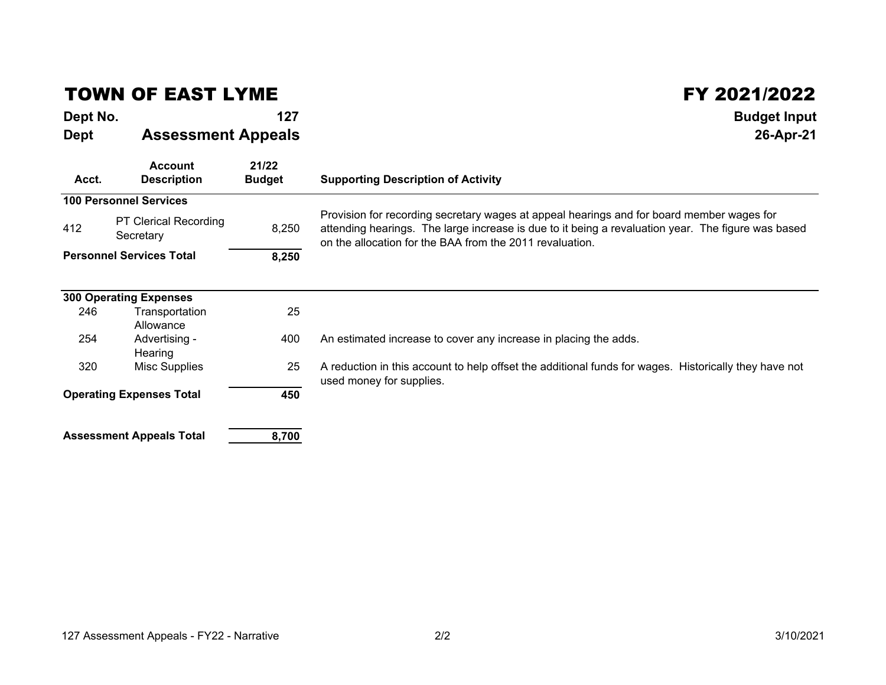# TOWN OF EAST LYME

# FY 2021/2022

**Dept No.** 127

**Dept** **Assessment Appeals**

**Budget Input**

**26-Apr-21**

| Acct. | Account Description | 21/22 Budget | Supporting Description of Activity |
|---|---|---|---|
| **100 Personnel Services** | | | |
| 412 | PT Clerical Recording Secretary | 8,250 | Provision for recording secretary wages at appeal hearings and for board member wages for attending hearings. The large increase is due to it being a revaluation year. The figure was based on the allocation for the BAA from the 2011 revaluation. |
| **Personnel Services Total** | | **8,250** | |
| **300 Operating Expenses** | | | |
| 246 | Transportation Allowance | 25 | |
| 254 | Advertising - Hearing | 400 | An estimated increase to cover any increase in placing the adds. |
| 320 | Misc Supplies | 25 | A reduction in this account to help offset the additional funds for wages. Historically they have not used money for supplies. |
| **Operating Expenses Total** | | **450** | |
| **Assessment Appeals Total** | | **8,700** | |

127 Assessment Appeals - FY22 - Narrative

3/10/2021